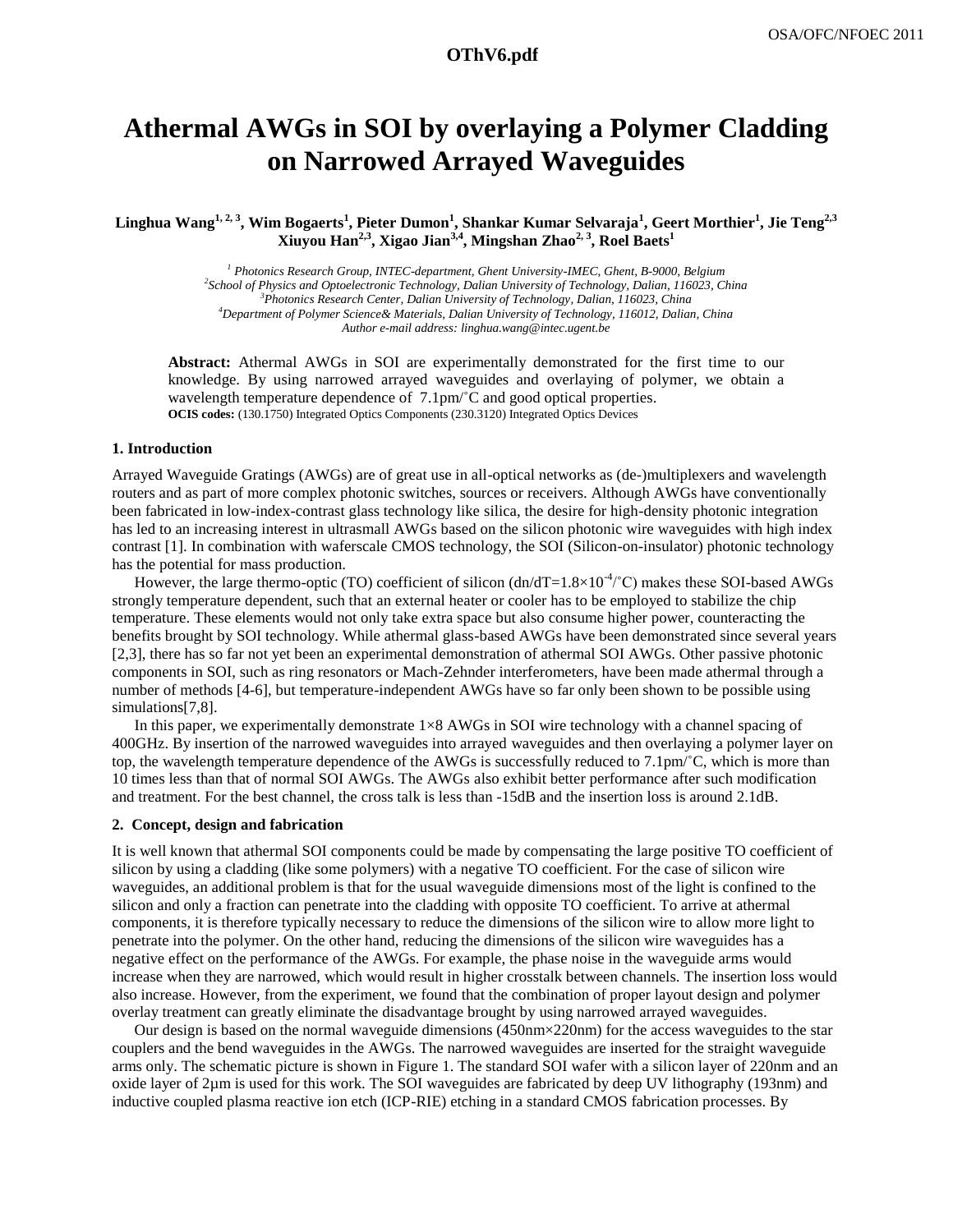# Athermal AWGs in SOI by overlaying a Polymer Cladding on Narrowed Arrayed Waveguides

**Linghua Wang[1, 2, 3], Wim Bogaerts[1], Pieter Dumon[1], Shankar Kumar Selvaraja[1], Geert Morthier[1], Jie Teng[2,3] Xiuyou Han[2,3], Xigao Jian[3,4], Mingshan Zhao[2, 3], Roel Baets[1]**

*[1] Photonics Research Group, INTEC-department, Ghent University-IMEC, Ghent, B-9000, Belgium*
*[2]School of Physics and Optoelectronic Technology, Dalian University of Technology, Dalian, 116023, China*
*[3]Photonics Research Center, Dalian University of Technology, Dalian, 116023, China*
*[4]Department of Polymer Science& Materials, Dalian University of Technology, 116012, Dalian, China*
*Author e-mail address: linghua.wang@intec.ugent.be*

**Abstract:** Athermal AWGs in SOI are experimentally demonstrated for the first time to our knowledge. By using narrowed arrayed waveguides and overlaying of polymer, we obtain a wavelength temperature dependence of 7.1pm/°C and good optical properties.
**OCIS codes:** (130.1750) Integrated Optics Components (230.3120) Integrated Optics Devices

## 1. Introduction

Arrayed Waveguide Gratings (AWGs) are of great use in all-optical networks as (de-)multiplexers and wavelength routers and as part of more complex photonic switches, sources or receivers. Although AWGs have conventionally been fabricated in low-index-contrast glass technology like silica, the desire for high-density photonic integration has led to an increasing interest in ultrasmall AWGs based on the silicon photonic wire waveguides with high index contrast [1]. In combination with waferscale CMOS technology, the SOI (Silicon-on-insulator) photonic technology has the potential for mass production.

However, the large thermo-optic (TO) coefficient of silicon ($dn/dT=1.8\times10^{-4}/^{\circ}C$) makes these SOI-based AWGs strongly temperature dependent, such that an external heater or cooler has to be employed to stabilize the chip temperature. These elements would not only take extra space but also consume higher power, counteracting the benefits brought by SOI technology. While athermal glass-based AWGs have been demonstrated since several years [2,3], there has so far not yet been an experimental demonstration of athermal SOI AWGs. Other passive photonic components in SOI, such as ring resonators or Mach-Zehnder interferometers, have been made athermal through a number of methods [4-6], but temperature-independent AWGs have so far only been shown to be possible using simulations[7,8].

In this paper, we experimentally demonstrate 1×8 AWGs in SOI wire technology with a channel spacing of 400GHz. By insertion of the narrowed waveguides into arrayed waveguides and then overlaying a polymer layer on top, the wavelength temperature dependence of the AWGs is successfully reduced to 7.1pm/°C, which is more than 10 times less than that of normal SOI AWGs. The AWGs also exhibit better performance after such modification and treatment. For the best channel, the cross talk is less than -15dB and the insertion loss is around 2.1dB.

## 2. Concept, design and fabrication

It is well known that athermal SOI components could be made by compensating the large positive TO coefficient of silicon by using a cladding (like some polymers) with a negative TO coefficient. For the case of silicon wire waveguides, an additional problem is that for the usual waveguide dimensions most of the light is confined to the silicon and only a fraction can penetrate into the cladding with opposite TO coefficient. To arrive at athermal components, it is therefore typically necessary to reduce the dimensions of the silicon wire to allow more light to penetrate into the polymer. On the other hand, reducing the dimensions of the silicon wire waveguides has a negative effect on the performance of the AWGs. For example, the phase noise in the waveguide arms would increase when they are narrowed, which would result in higher crosstalk between channels. The insertion loss would also increase. However, from the experiment, we found that the combination of proper layout design and polymer overlay treatment can greatly eliminate the disadvantage brought by using narrowed arrayed waveguides.

Our design is based on the normal waveguide dimensions (450nm×220nm) for the access waveguides to the star couplers and the bend waveguides in the AWGs. The narrowed waveguides are inserted for the straight waveguide arms only. The schematic picture is shown in Figure 1. The standard SOI wafer with a silicon layer of 220nm and an oxide layer of 2μm is used for this work. The SOI waveguides are fabricated by deep UV lithography (193nm) and inductive coupled plasma reactive ion etch (ICP-RIE) etching in a standard CMOS fabrication processes. By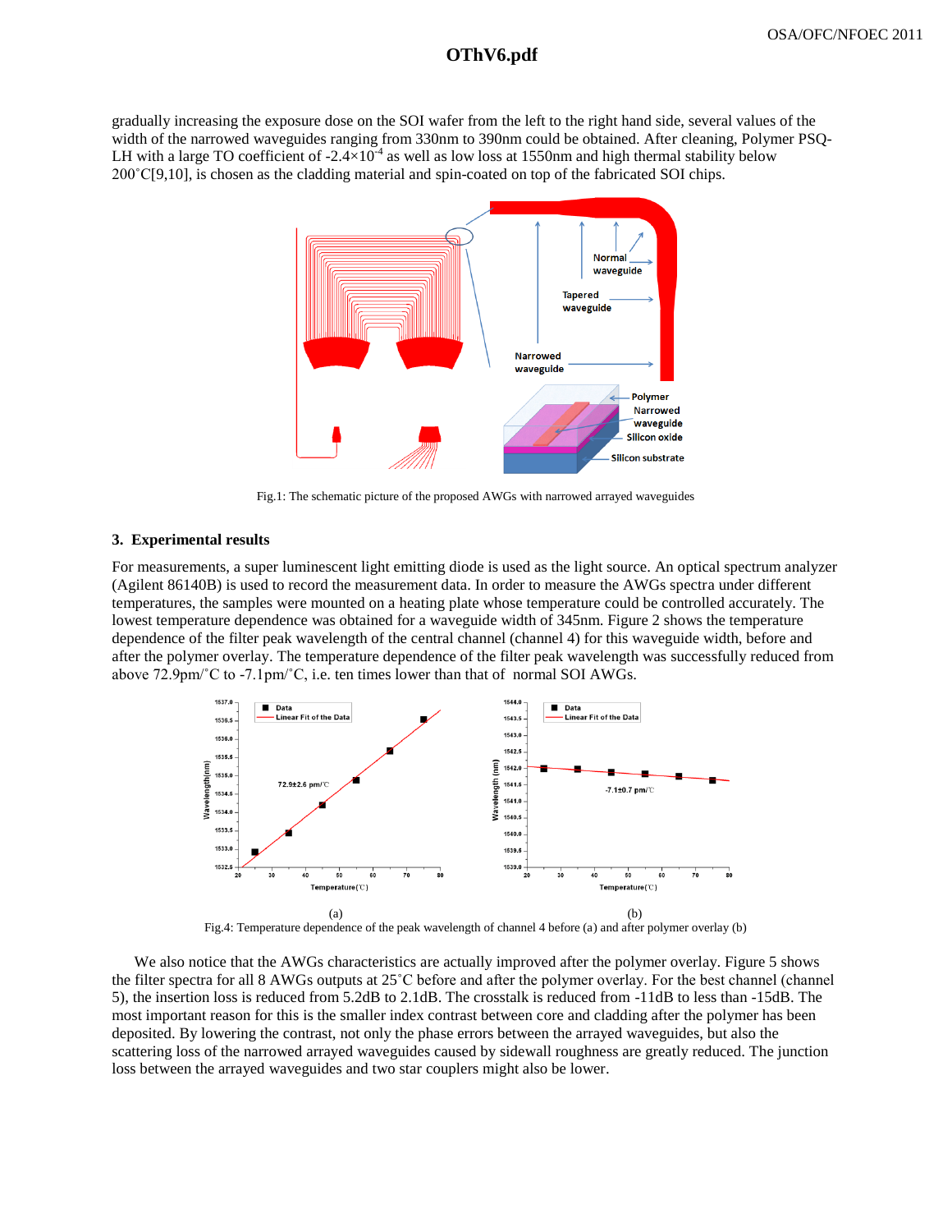gradually increasing the exposure dose on the SOI wafer from the left to the right hand side, several values of the width of the narrowed waveguides ranging from 330nm to 390nm could be obtained. After cleaning, Polymer PSQ-LH with a large TO coefficient of $-2.4\times10^{-4}$ as well as low loss at 1550nm and high thermal stability below 200˚C[9,10], is chosen as the cladding material and spin-coated on top of the fabricated SOI chips.

Fig.1: The schematic picture of the proposed AWGs with narrowed arrayed waveguides

### 3. Experimental results

For measurements, a super luminescent light emitting diode is used as the light source. An optical spectrum analyzer (Agilent 86140B) is used to record the measurement data. In order to measure the AWGs spectra under different temperatures, the samples were mounted on a heating plate whose temperature could be controlled accurately. The lowest temperature dependence was obtained for a waveguide width of 345nm. Figure 2 shows the temperature dependence of the filter peak wavelength of the central channel (channel 4) for this waveguide width, before and after the polymer overlay. The temperature dependence of the filter peak wavelength was successfully reduced from above 72.9pm/˚C to -7.1pm/˚C, i.e. ten times lower than that of normal SOI AWGs.

(a) (b)

Fig.4: Temperature dependence of the peak wavelength of channel 4 before (a) and after polymer overlay (b)

We also notice that the AWGs characteristics are actually improved after the polymer overlay. Figure 5 shows the filter spectra for all 8 AWGs outputs at 25˚C before and after the polymer overlay. For the best channel (channel 5), the insertion loss is reduced from 5.2dB to 2.1dB. The crosstalk is reduced from -11dB to less than -15dB. The most important reason for this is the smaller index contrast between core and cladding after the polymer has been deposited. By lowering the contrast, not only the phase errors between the arrayed waveguides, but also the scattering loss of the narrowed arrayed waveguides caused by sidewall roughness are greatly reduced. The junction loss between the arrayed waveguides and two star couplers might also be lower.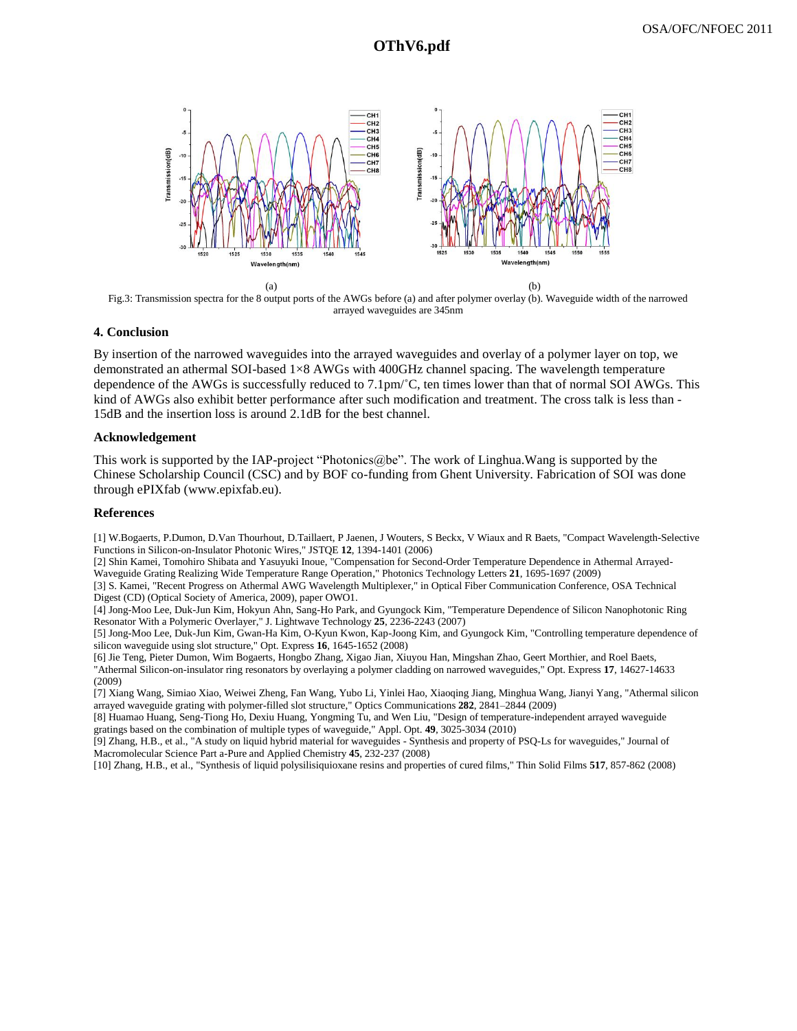0
-5
-10
-15
-20
-25
-30
Transmission(dB)
1520 1525 1530 1535 1540 1545
Wavelength(nm)
CH1
CH2
CH3
CH4
CH5
CH6
CH7
CH8

(a)

0
-5
-10
-15
-20
-25
-30
Transmission(dB)
1525 1530 1535 1540 1545 1550 1555
Wavelength(nm)
CH1
CH2
CH3
CH4
CH5
CH6
CH7
CH8

(b)

Fig.3: Transmission spectra for the 8 output ports of the AWGs before (a) and after polymer overlay (b). Waveguide width of the narrowed arrayed waveguides are 345nm

### 4. Conclusion

By insertion of the narrowed waveguides into the arrayed waveguides and overlay of a polymer layer on top, we demonstrated an athermal SOI-based 1×8 AWGs with 400GHz channel spacing. The wavelength temperature dependence of the AWGs is successfully reduced to 7.1pm/˚C, ten times lower than that of normal SOI AWGs. This kind of AWGs also exhibit better performance after such modification and treatment. The cross talk is less than -15dB and the insertion loss is around 2.1dB for the best channel.

### Acknowledgement

This work is supported by the IAP-project "Photonics@be". The work of Linghua.Wang is supported by the Chinese Scholarship Council (CSC) and by BOF co-funding from Ghent University. Fabrication of SOI was done through ePIXfab (www.epixfab.eu).

### References

[1] W.Bogaerts, P.Dumon, D.Van Thourhout, D.Taillaert, P Jaenen, J Wouters, S Beckx, V Wiaux and R Baets, "Compact Wavelength-Selective Functions in Silicon-on-Insulator Photonic Wires," JSTQE **12**, 1394-1401 (2006)

[2] Shin Kamei, Tomohiro Shibata and Yasuyuki Inoue, "Compensation for Second-Order Temperature Dependence in Athermal Arrayed-Waveguide Grating Realizing Wide Temperature Range Operation," Photonics Technology Letters **21**, 1695-1697 (2009)

[3] S. Kamei, "Recent Progress on Athermal AWG Wavelength Multiplexer," in Optical Fiber Communication Conference, OSA Technical Digest (CD) (Optical Society of America, 2009), paper OWO1.

[4] Jong-Moo Lee, Duk-Jun Kim, Hokyun Ahn, Sang-Ho Park, and Gyungock Kim, "Temperature Dependence of Silicon Nanophotonic Ring Resonator With a Polymeric Overlayer," J. Lightwave Technology **25**, 2236-2243 (2007)

[5] Jong-Moo Lee, Duk-Jun Kim, Gwan-Ha Kim, O-Kyun Kwon, Kap-Joong Kim, and Gyungock Kim, "Controlling temperature dependence of silicon waveguide using slot structure," Opt. Express **16**, 1645-1652 (2008)

[6] Jie Teng, Pieter Dumon, Wim Bogaerts, Hongbo Zhang, Xigao Jian, Xiuyou Han, Mingshan Zhao, Geert Morthier, and Roel Baets, "Athermal Silicon-on-insulator ring resonators by overlaying a polymer cladding on narrowed waveguides," Opt. Express **17**, 14627-14633 (2009)

[7] Xiang Wang, Simiao Xiao, Weiwei Zheng, Fan Wang, Yubo Li, Yinlei Hao, Xiaoqing Jiang, Minghua Wang, Jianyi Yang, "Athermal silicon arrayed waveguide grating with polymer-filled slot structure," Optics Communications **282**, 2841–2844 (2009)

[8] Huamao Huang, Seng-Tiong Ho, Dexiu Huang, Yongming Tu, and Wen Liu, "Design of temperature-independent arrayed waveguide gratings based on the combination of multiple types of waveguide," Appl. Opt. **49**, 3025-3034 (2010)

[9] Zhang, H.B., et al., "A study on liquid hybrid material for waveguides - Synthesis and property of PSQ-Ls for waveguides," Journal of Macromolecular Science Part a-Pure and Applied Chemistry **45**, 232-237 (2008)

[10] Zhang, H.B., et al., "Synthesis of liquid polysilisiquioxane resins and properties of cured films," Thin Solid Films **517**, 857-862 (2008)